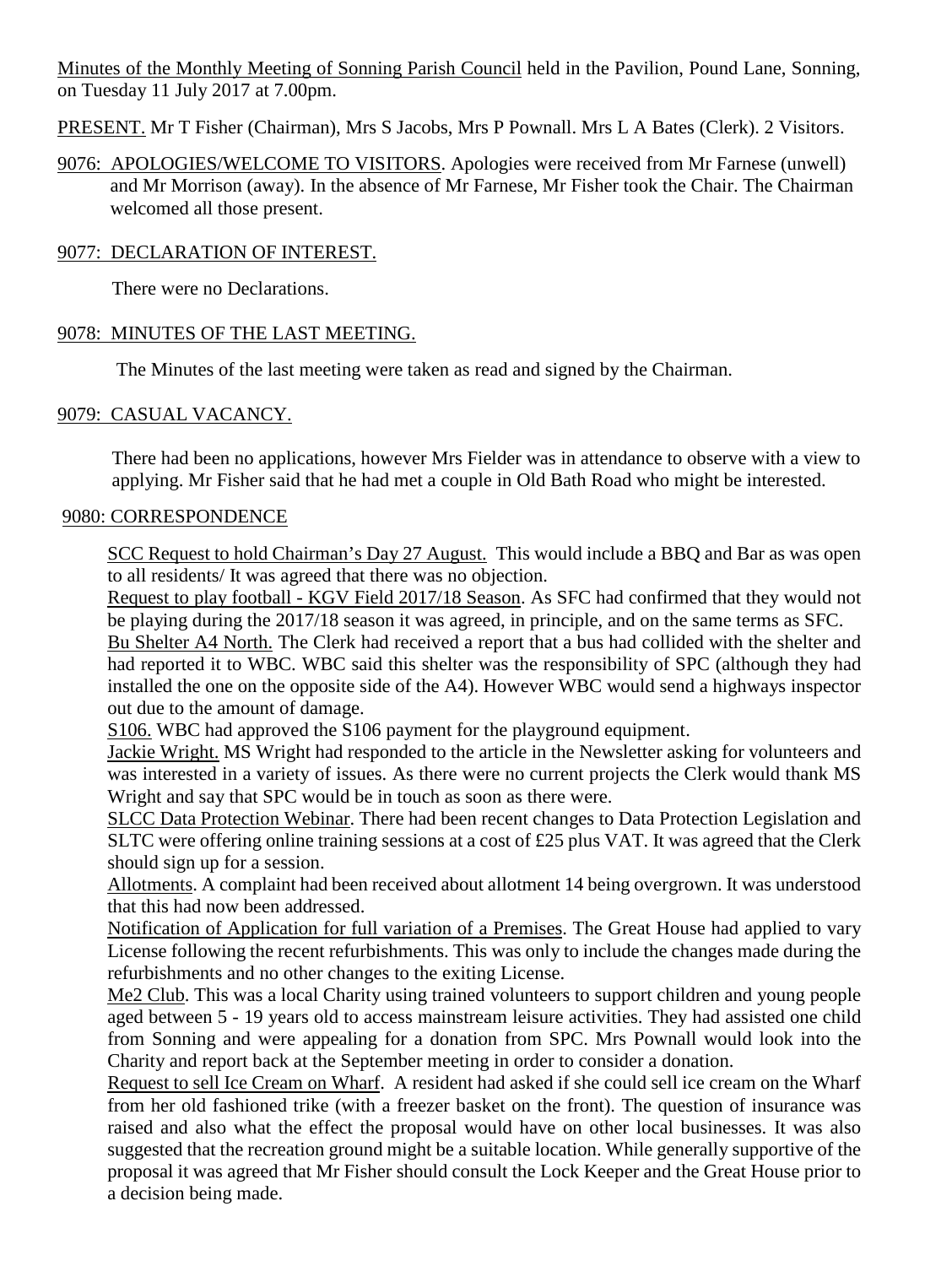<u>Minutes of the Monthly Meeting of Sonning Parish Council</u> held in the Pavilion, Pound Lane, Sonning, on Tuesday 11 July 2017 at 7.00pm.

<u>PRESENT.</u> Mr T Fisher (Chairman), Mrs S Jacobs, Mrs P Pownall. Mrs L A Bates (Clerk). 2 Visitors.

<u>9076: APOLOGIES/WELCOME TO VISITORS</u>. Apologies were received from Mr Farnese (unwell) and Mr Morrison (away). In the absence of Mr Farnese, Mr Fisher took the Chair. The Chairman welcomed all those present.

<u>9077: DECLARATION OF INTEREST.</u>

There were no Declarations.

<u>9078: MINUTES OF THE LAST MEETING.</u>

The Minutes of the last meeting were taken as read and signed by the Chairman.

<u>9079: CASUAL VACANCY.</u>

There had been no applications, however Mrs Fielder was in attendance to observe with a view to applying. Mr Fisher said that he had met a couple in Old Bath Road who might be interested.

<u>9080: CORRESPONDENCE</u>

<u>SCC Request to hold Chairman's Day 27 August.</u> This would include a BBQ and Bar as was open to all residents/ It was agreed that there was no objection.

<u>Request to play football - KGV Field 2017/18 Season</u>. As SFC had confirmed that they would not be playing during the 2017/18 season it was agreed, in principle, and on the same terms as SFC.

<u>Bu Shelter A4 North.</u> The Clerk had received a report that a bus had collided with the shelter and had reported it to WBC. WBC said this shelter was the responsibility of SPC (although they had installed the one on the opposite side of the A4). However WBC would send a highways inspector out due to the amount of damage.

<u>S106.</u> WBC had approved the S106 payment for the playground equipment.

<u>Jackie Wright.</u> MS Wright had responded to the article in the Newsletter asking for volunteers and was interested in a variety of issues. As there were no current projects the Clerk would thank MS Wright and say that SPC would be in touch as soon as there were.

<u>SLCC Data Protection Webinar</u>. There had been recent changes to Data Protection Legislation and SLTC were offering online training sessions at a cost of £25 plus VAT. It was agreed that the Clerk should sign up for a session.

<u>Allotments</u>. A complaint had been received about allotment 14 being overgrown. It was understood that this had now been addressed.

<u>Notification of Application for full variation of a Premises</u>. The Great House had applied to vary License following the recent refurbishments. This was only to include the changes made during the refurbishments and no other changes to the exiting License.

<u>Me2 Club</u>. This was a local Charity using trained volunteers to support children and young people aged between 5 - 19 years old to access mainstream leisure activities. They had assisted one child from Sonning and were appealing for a donation from SPC. Mrs Pownall would look into the Charity and report back at the September meeting in order to consider a donation.

<u>Request to sell Ice Cream on Wharf</u>. A resident had asked if she could sell ice cream on the Wharf from her old fashioned trike (with a freezer basket on the front). The question of insurance was raised and also what the effect the proposal would have on other local businesses. It was also suggested that the recreation ground might be a suitable location. While generally supportive of the proposal it was agreed that Mr Fisher should consult the Lock Keeper and the Great House prior to a decision being made.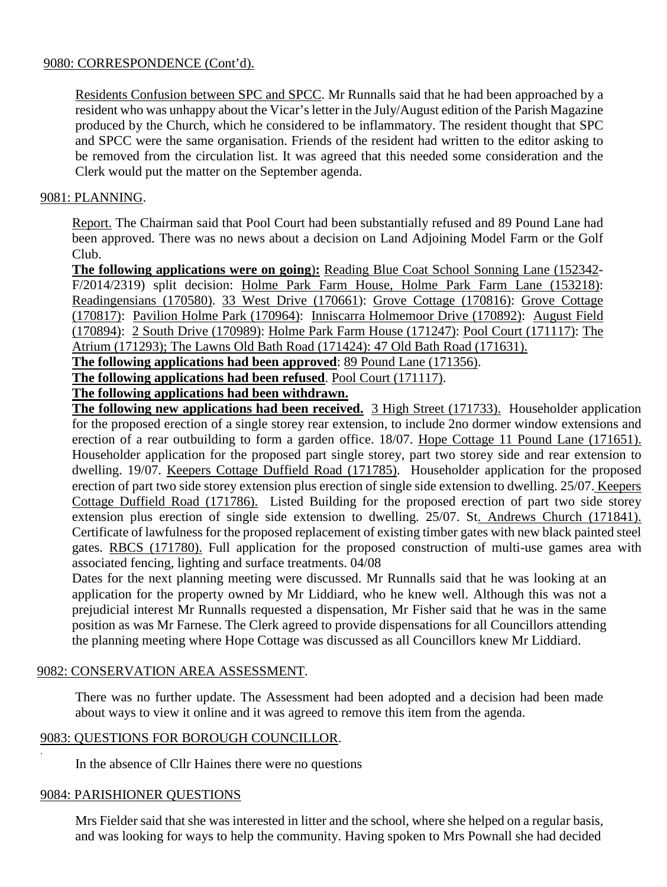## 9080: CORRESPONDENCE (Cont'd).

Residents Confusion between SPC and SPCC. Mr Runnalls said that he had been approached by a resident who was unhappy about the Vicar's letter in the July/August edition of the Parish Magazine produced by the Church, which he considered to be inflammatory. The resident thought that SPC and SPCC were the same organisation. Friends of the resident had written to the editor asking to be removed from the circulation list. It was agreed that this needed some consideration and the Clerk would put the matter on the September agenda.

## 9081: PLANNING.

Report. The Chairman said that Pool Court had been substantially refused and 89 Pound Lane had been approved. There was no news about a decision on Land Adjoining Model Farm or the Golf Club.

**The following applications were on going):** Reading Blue Coat School Sonning Lane (152342-F/2014/2319) split decision: Holme Park Farm House, Holme Park Farm Lane (153218): Readingensians (170580). 33 West Drive (170661): Grove Cottage (170816): Grove Cottage (170817): Pavilion Holme Park (170964): Inniscarra Holmemoor Drive (170892): August Field (170894): 2 South Drive (170989): Holme Park Farm House (171247): Pool Court (171117): The Atrium (171293); The Lawns Old Bath Road (171424): 47 Old Bath Road (171631).

**The following applications had been approved**: 89 Pound Lane (171356).

**The following applications had been refused**. Pool Court (171117).

**The following applications had been withdrawn.**

**The following new applications had been received.** 3 High Street (171733). Householder application for the proposed erection of a single storey rear extension, to include 2no dormer window extensions and erection of a rear outbuilding to form a garden office. 18/07. Hope Cottage 11 Pound Lane (171651). Householder application for the proposed part single storey, part two storey side and rear extension to dwelling. 19/07. Keepers Cottage Duffield Road (171785). Householder application for the proposed erection of part two side storey extension plus erection of single side extension to dwelling. 25/07. Keepers Cottage Duffield Road (171786). Listed Building for the proposed erection of part two side storey extension plus erection of single side extension to dwelling. 25/07. St. Andrews Church (171841). Certificate of lawfulness for the proposed replacement of existing timber gates with new black painted steel gates. RBCS (171780). Full application for the proposed construction of multi-use games area with associated fencing, lighting and surface treatments. 04/08

Dates for the next planning meeting were discussed. Mr Runnalls said that he was looking at an application for the property owned by Mr Liddiard, who he knew well. Although this was not a prejudicial interest Mr Runnalls requested a dispensation, Mr Fisher said that he was in the same position as was Mr Farnese. The Clerk agreed to provide dispensations for all Councillors attending the planning meeting where Hope Cottage was discussed as all Councillors knew Mr Liddiard.

## 9082: CONSERVATION AREA ASSESSMENT.

There was no further update. The Assessment had been adopted and a decision had been made about ways to view it online and it was agreed to remove this item from the agenda.

## 9083: QUESTIONS FOR BOROUGH COUNCILLOR.

In the absence of Cllr Haines there were no questions

## 9084: PARISHIONER QUESTIONS

Mrs Fielder said that she was interested in litter and the school, where she helped on a regular basis, and was looking for ways to help the community. Having spoken to Mrs Pownall she had decided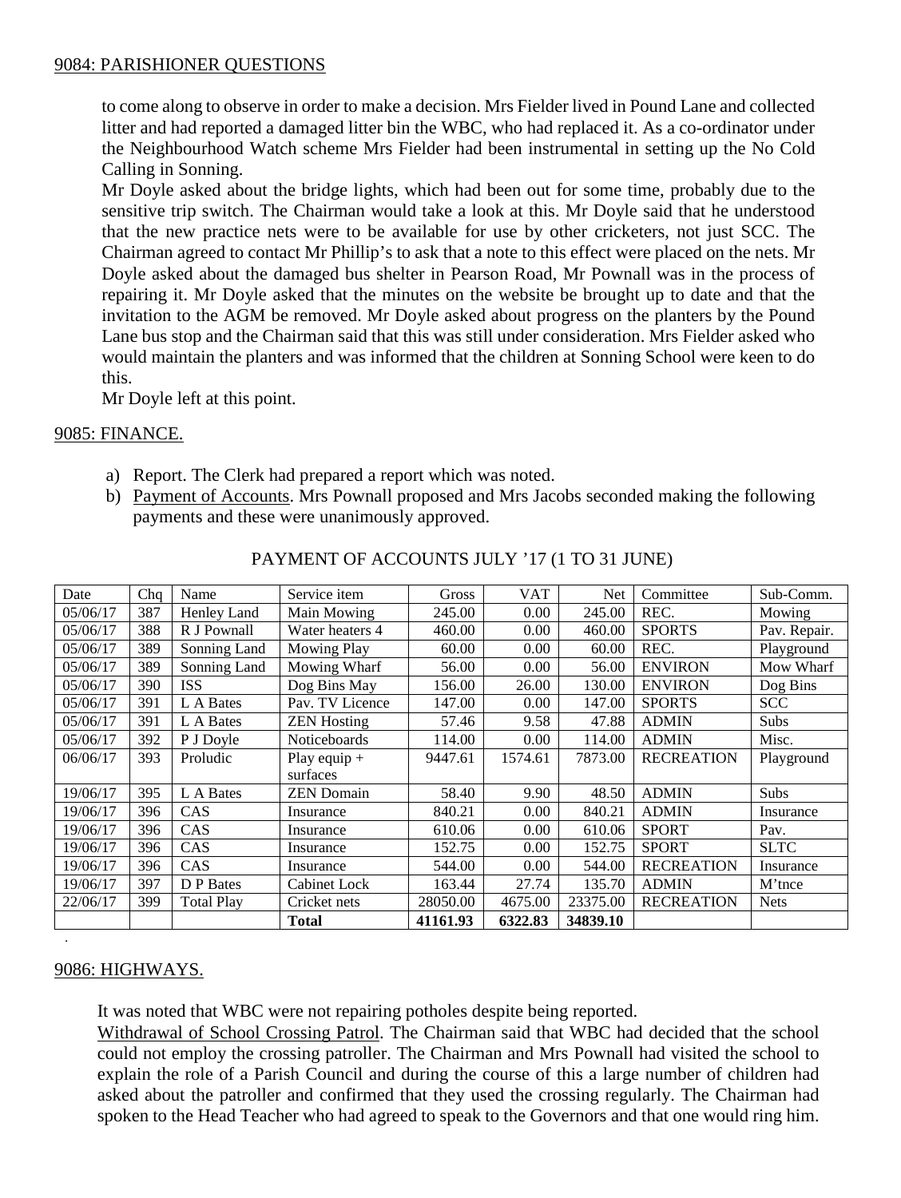## 9084: PARISHIONER QUESTIONS

to come along to observe in order to make a decision. Mrs Fielder lived in Pound Lane and collected litter and had reported a damaged litter bin the WBC, who had replaced it. As a co-ordinator under the Neighbourhood Watch scheme Mrs Fielder had been instrumental in setting up the No Cold Calling in Sonning.

Mr Doyle asked about the bridge lights, which had been out for some time, probably due to the sensitive trip switch. The Chairman would take a look at this. Mr Doyle said that he understood that the new practice nets were to be available for use by other cricketers, not just SCC. The Chairman agreed to contact Mr Phillip's to ask that a note to this effect were placed on the nets. Mr Doyle asked about the damaged bus shelter in Pearson Road, Mr Pownall was in the process of repairing it. Mr Doyle asked that the minutes on the website be brought up to date and that the invitation to the AGM be removed. Mr Doyle asked about progress on the planters by the Pound Lane bus stop and the Chairman said that this was still under consideration. Mrs Fielder asked who would maintain the planters and was informed that the children at Sonning School were keen to do this.

Mr Doyle left at this point.

## 9085: FINANCE.

a) Report. The Clerk had prepared a report which was noted.
b) Payment of Accounts. Mrs Pownall proposed and Mrs Jacobs seconded making the following payments and these were unanimously approved.

PAYMENT OF ACCOUNTS JULY '17 (1 TO 31 JUNE)

| Date | Chq | Name | Service item | Gross | VAT | Net | Committee | Sub-Comm. |
|---|---|---|---|---|---|---|---|---|
| 05/06/17 | 387 | Henley Land | Main Mowing | 245.00 | 0.00 | 245.00 | REC. | Mowing |
| 05/06/17 | 388 | R J Pownall | Water heaters 4 | 460.00 | 0.00 | 460.00 | SPORTS | Pav. Repair. |
| 05/06/17 | 389 | Sonning Land | Mowing Play | 60.00 | 0.00 | 60.00 | REC. | Playground |
| 05/06/17 | 389 | Sonning Land | Mowing Wharf | 56.00 | 0.00 | 56.00 | ENVIRON | Mow Wharf |
| 05/06/17 | 390 | ISS | Dog Bins May | 156.00 | 26.00 | 130.00 | ENVIRON | Dog Bins |
| 05/06/17 | 391 | L A Bates | Pav. TV Licence | 147.00 | 0.00 | 147.00 | SPORTS | SCC |
| 05/06/17 | 391 | L A Bates | ZEN Hosting | 57.46 | 9.58 | 47.88 | ADMIN | Subs |
| 05/06/17 | 392 | P J Doyle | Noticeboards | 114.00 | 0.00 | 114.00 | ADMIN | Misc. |
| 06/06/17 | 393 | Proludic | Play equip + surfaces | 9447.61 | 1574.61 | 7873.00 | RECREATION | Playground |
| 19/06/17 | 395 | L A Bates | ZEN Domain | 58.40 | 9.90 | 48.50 | ADMIN | Subs |
| 19/06/17 | 396 | CAS | Insurance | 840.21 | 0.00 | 840.21 | ADMIN | Insurance |
| 19/06/17 | 396 | CAS | Insurance | 610.06 | 0.00 | 610.06 | SPORT | Pav. |
| 19/06/17 | 396 | CAS | Insurance | 152.75 | 0.00 | 152.75 | SPORT | SLTC |
| 19/06/17 | 396 | CAS | Insurance | 544.00 | 0.00 | 544.00 | RECREATION | Insurance |
| 19/06/17 | 397 | D P Bates | Cabinet Lock | 163.44 | 27.74 | 135.70 | ADMIN | M'tnce |
| 22/06/17 | 399 | Total Play | Cricket nets | 28050.00 | 4675.00 | 23375.00 | RECREATION | Nets |
| | | | **Total** | **41161.93** | **6322.83** | **34839.10** | | |

## 9086: HIGHWAYS.

It was noted that WBC were not repairing potholes despite being reported.

Withdrawal of School Crossing Patrol. The Chairman said that WBC had decided that the school could not employ the crossing patroller. The Chairman and Mrs Pownall had visited the school to explain the role of a Parish Council and during the course of this a large number of children had asked about the patroller and confirmed that they used the crossing regularly. The Chairman had spoken to the Head Teacher who had agreed to speak to the Governors and that one would ring him.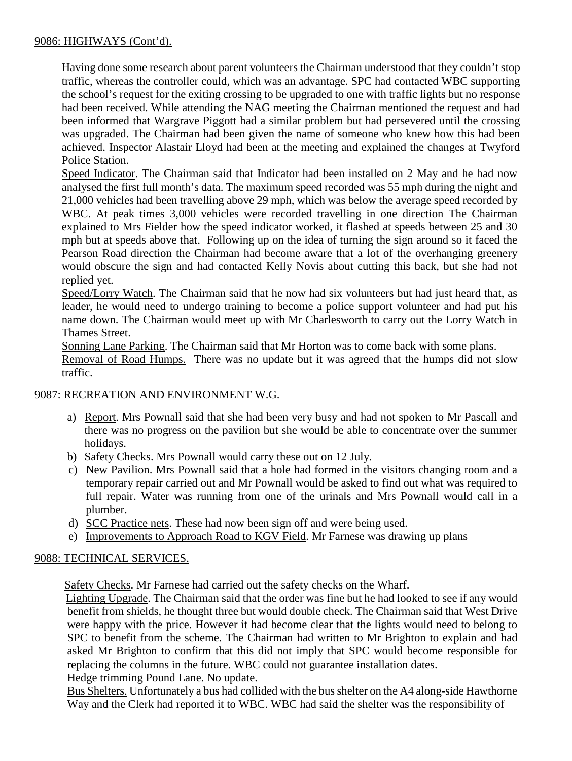9086: HIGHWAYS (Cont'd).

Having done some research about parent volunteers the Chairman understood that they couldn't stop traffic, whereas the controller could, which was an advantage. SPC had contacted WBC supporting the school's request for the exiting crossing to be upgraded to one with traffic lights but no response had been received. While attending the NAG meeting the Chairman mentioned the request and had been informed that Wargrave Piggott had a similar problem but had persevered until the crossing was upgraded. The Chairman had been given the name of someone who knew how this had been achieved. Inspector Alastair Lloyd had been at the meeting and explained the changes at Twyford Police Station.

Speed Indicator. The Chairman said that Indicator had been installed on 2 May and he had now analysed the first full month's data. The maximum speed recorded was 55 mph during the night and 21,000 vehicles had been travelling above 29 mph, which was below the average speed recorded by WBC. At peak times 3,000 vehicles were recorded travelling in one direction The Chairman explained to Mrs Fielder how the speed indicator worked, it flashed at speeds between 25 and 30 mph but at speeds above that. Following up on the idea of turning the sign around so it faced the Pearson Road direction the Chairman had become aware that a lot of the overhanging greenery would obscure the sign and had contacted Kelly Novis about cutting this back, but she had not replied yet.

Speed/Lorry Watch. The Chairman said that he now had six volunteers but had just heard that, as leader, he would need to undergo training to become a police support volunteer and had put his name down. The Chairman would meet up with Mr Charlesworth to carry out the Lorry Watch in Thames Street.

Sonning Lane Parking. The Chairman said that Mr Horton was to come back with some plans.

Removal of Road Humps. There was no update but it was agreed that the humps did not slow traffic.

9087: RECREATION AND ENVIRONMENT W.G.

a) Report. Mrs Pownall said that she had been very busy and had not spoken to Mr Pascall and there was no progress on the pavilion but she would be able to concentrate over the summer holidays.
b) Safety Checks. Mrs Pownall would carry these out on 12 July.
c) New Pavilion. Mrs Pownall said that a hole had formed in the visitors changing room and a temporary repair carried out and Mr Pownall would be asked to find out what was required to full repair. Water was running from one of the urinals and Mrs Pownall would call in a plumber.
d) SCC Practice nets. These had now been sign off and were being used.
e) Improvements to Approach Road to KGV Field. Mr Farnese was drawing up plans

9088: TECHNICAL SERVICES.

Safety Checks. Mr Farnese had carried out the safety checks on the Wharf.

Lighting Upgrade. The Chairman said that the order was fine but he had looked to see if any would benefit from shields, he thought three but would double check. The Chairman said that West Drive were happy with the price. However it had become clear that the lights would need to belong to SPC to benefit from the scheme. The Chairman had written to Mr Brighton to explain and had asked Mr Brighton to confirm that this did not imply that SPC would become responsible for replacing the columns in the future. WBC could not guarantee installation dates.

Hedge trimming Pound Lane. No update.

Bus Shelters. Unfortunately a bus had collided with the bus shelter on the A4 along-side Hawthorne Way and the Clerk had reported it to WBC. WBC had said the shelter was the responsibility of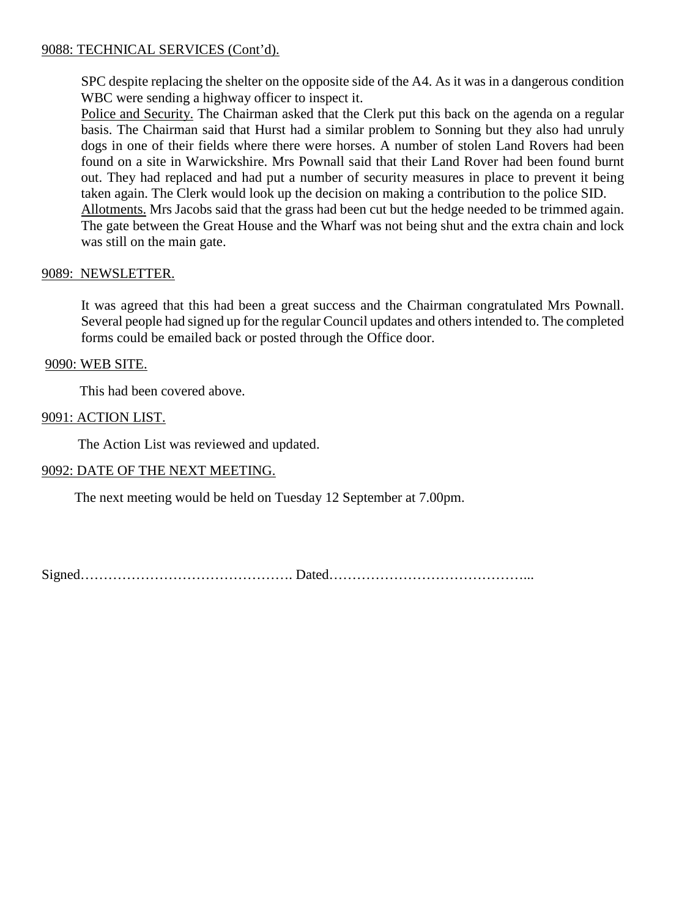9088: TECHNICAL SERVICES (Cont'd).

SPC despite replacing the shelter on the opposite side of the A4. As it was in a dangerous condition WBC were sending a highway officer to inspect it.

Police and Security. The Chairman asked that the Clerk put this back on the agenda on a regular basis. The Chairman said that Hurst had a similar problem to Sonning but they also had unruly dogs in one of their fields where there were horses. A number of stolen Land Rovers had been found on a site in Warwickshire. Mrs Pownall said that their Land Rover had been found burnt out. They had replaced and had put a number of security measures in place to prevent it being taken again. The Clerk would look up the decision on making a contribution to the police SID.

Allotments. Mrs Jacobs said that the grass had been cut but the hedge needed to be trimmed again. The gate between the Great House and the Wharf was not being shut and the extra chain and lock was still on the main gate.

9089: NEWSLETTER.

It was agreed that this had been a great success and the Chairman congratulated Mrs Pownall. Several people had signed up for the regular Council updates and others intended to. The completed forms could be emailed back or posted through the Office door.

9090: WEB SITE.

This had been covered above.

9091: ACTION LIST.

The Action List was reviewed and updated.

9092: DATE OF THE NEXT MEETING.

The next meeting would be held on Tuesday 12 September at 7.00pm.

Signed………………………………………. Dated……………………………………...